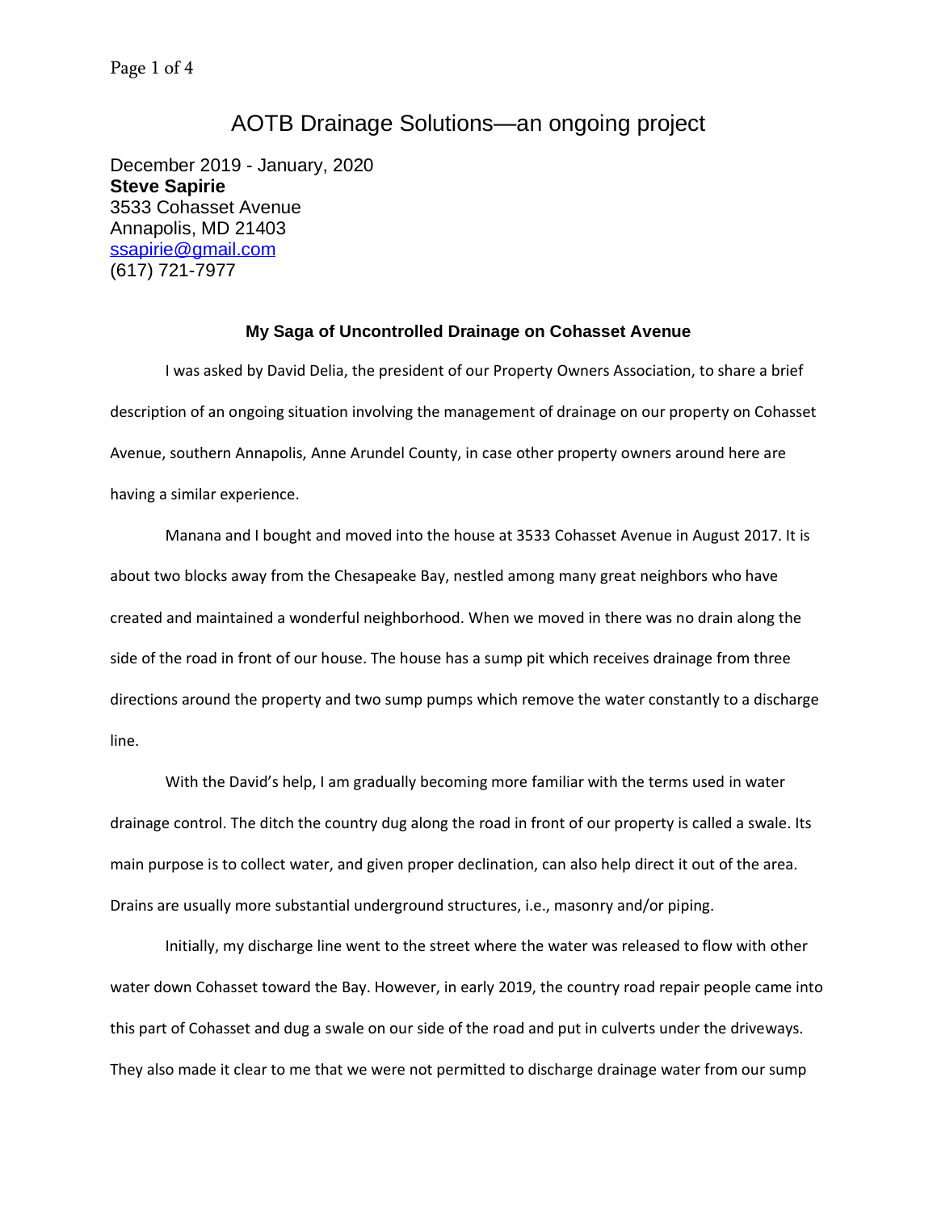# AOTB Drainage Solutions—an ongoing project

December 2019 - January, 2020
**Steve Sapirie**
3533 Cohasset Avenue
Annapolis, MD 21403
ssapirie@gmail.com
(617) 721-7977

### My Saga of Uncontrolled Drainage on Cohasset Avenue

I was asked by David Delia, the president of our Property Owners Association, to share a brief description of an ongoing situation involving the management of drainage on our property on Cohasset Avenue, southern Annapolis, Anne Arundel County, in case other property owners around here are having a similar experience.

Manana and I bought and moved into the house at 3533 Cohasset Avenue in August 2017. It is about two blocks away from the Chesapeake Bay, nestled among many great neighbors who have created and maintained a wonderful neighborhood. When we moved in there was no drain along the side of the road in front of our house. The house has a sump pit which receives drainage from three directions around the property and two sump pumps which remove the water constantly to a discharge line.

With the David's help, I am gradually becoming more familiar with the terms used in water drainage control. The ditch the country dug along the road in front of our property is called a swale. Its main purpose is to collect water, and given proper declination, can also help direct it out of the area. Drains are usually more substantial underground structures, i.e., masonry and/or piping.

Initially, my discharge line went to the street where the water was released to flow with other water down Cohasset toward the Bay. However, in early 2019, the country road repair people came into this part of Cohasset and dug a swale on our side of the road and put in culverts under the driveways. They also made it clear to me that we were not permitted to discharge drainage water from our sump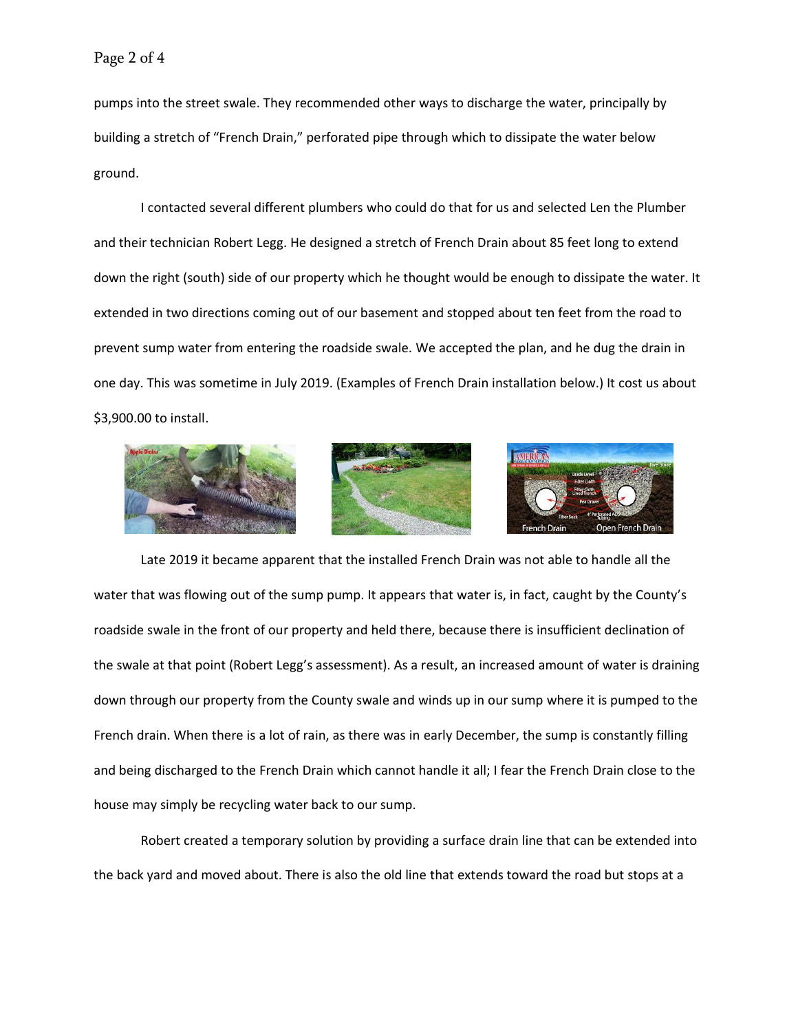pumps into the street swale. They recommended other ways to discharge the water, principally by building a stretch of "French Drain," perforated pipe through which to dissipate the water below ground.

I contacted several different plumbers who could do that for us and selected Len the Plumber and their technician Robert Legg. He designed a stretch of French Drain about 85 feet long to extend down the right (south) side of our property which he thought would be enough to dissipate the water. It extended in two directions coming out of our basement and stopped about ten feet from the road to prevent sump water from entering the roadside swale. We accepted the plan, and he dug the drain in one day. This was sometime in July 2019. (Examples of French Drain installation below.) It cost us about $3,900.00 to install.

Late 2019 it became apparent that the installed French Drain was not able to handle all the water that was flowing out of the sump pump. It appears that water is, in fact, caught by the County's roadside swale in the front of our property and held there, because there is insufficient declination of the swale at that point (Robert Legg's assessment). As a result, an increased amount of water is draining down through our property from the County swale and winds up in our sump where it is pumped to the French drain. When there is a lot of rain, as there was in early December, the sump is constantly filling and being discharged to the French Drain which cannot handle it all; I fear the French Drain close to the house may simply be recycling water back to our sump.

Robert created a temporary solution by providing a surface drain line that can be extended into the back yard and moved about. There is also the old line that extends toward the road but stops at a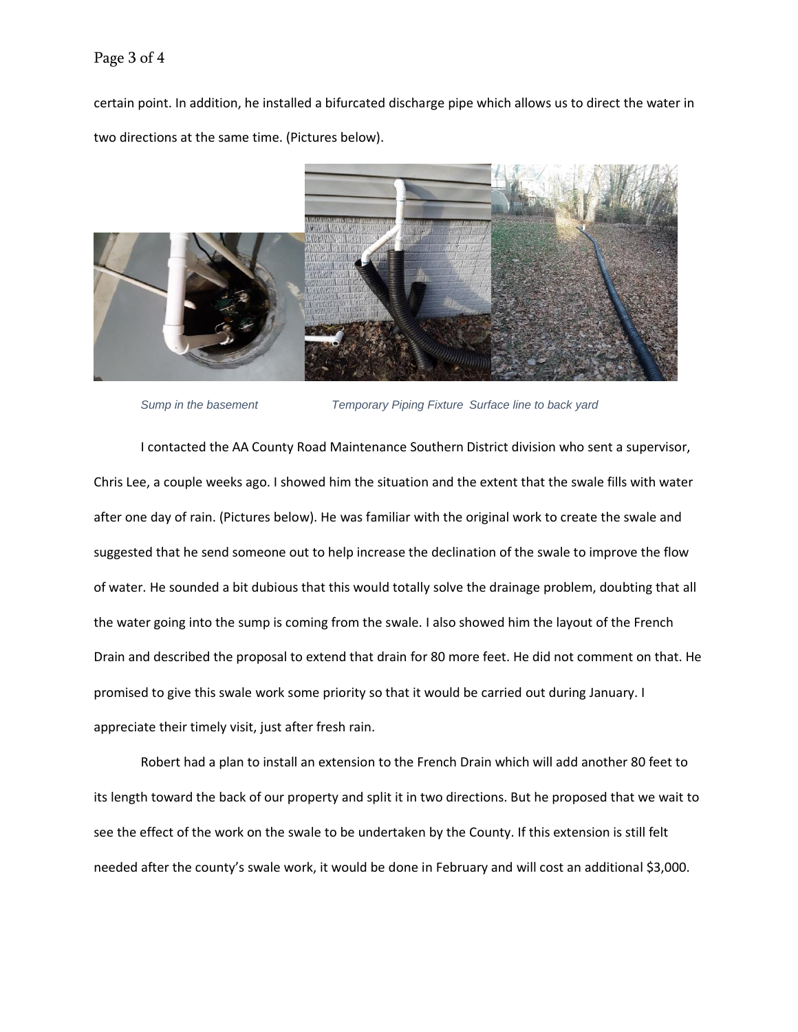certain point. In addition, he installed a bifurcated discharge pipe which allows us to direct the water in two directions at the same time. (Pictures below).

*Sump in the basement* *Temporary Piping Fixture* *Surface line to back yard*

I contacted the AA County Road Maintenance Southern District division who sent a supervisor, Chris Lee, a couple weeks ago. I showed him the situation and the extent that the swale fills with water after one day of rain. (Pictures below). He was familiar with the original work to create the swale and suggested that he send someone out to help increase the declination of the swale to improve the flow of water. He sounded a bit dubious that this would totally solve the drainage problem, doubting that all the water going into the sump is coming from the swale. I also showed him the layout of the French Drain and described the proposal to extend that drain for 80 more feet. He did not comment on that. He promised to give this swale work some priority so that it would be carried out during January. I appreciate their timely visit, just after fresh rain.

Robert had a plan to install an extension to the French Drain which will add another 80 feet to its length toward the back of our property and split it in two directions. But he proposed that we wait to see the effect of the work on the swale to be undertaken by the County. If this extension is still felt needed after the county's swale work, it would be done in February and will cost an additional $3,000.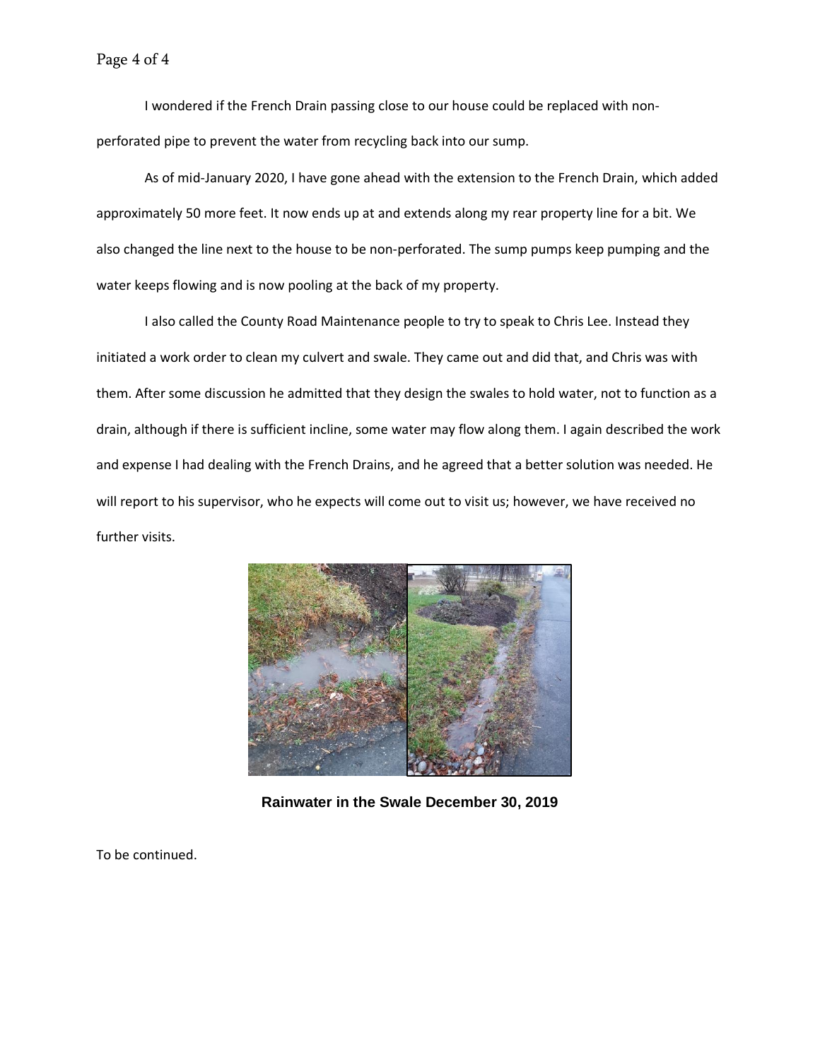I wondered if the French Drain passing close to our house could be replaced with non-perforated pipe to prevent the water from recycling back into our sump.

As of mid-January 2020, I have gone ahead with the extension to the French Drain, which added approximately 50 more feet. It now ends up at and extends along my rear property line for a bit. We also changed the line next to the house to be non-perforated. The sump pumps keep pumping and the water keeps flowing and is now pooling at the back of my property.

I also called the County Road Maintenance people to try to speak to Chris Lee. Instead they initiated a work order to clean my culvert and swale. They came out and did that, and Chris was with them. After some discussion he admitted that they design the swales to hold water, not to function as a drain, although if there is sufficient incline, some water may flow along them. I again described the work and expense I had dealing with the French Drains, and he agreed that a better solution was needed. He will report to his supervisor, who he expects will come out to visit us; however, we have received no further visits.

**Rainwater in the Swale December 30, 2019**

To be continued.